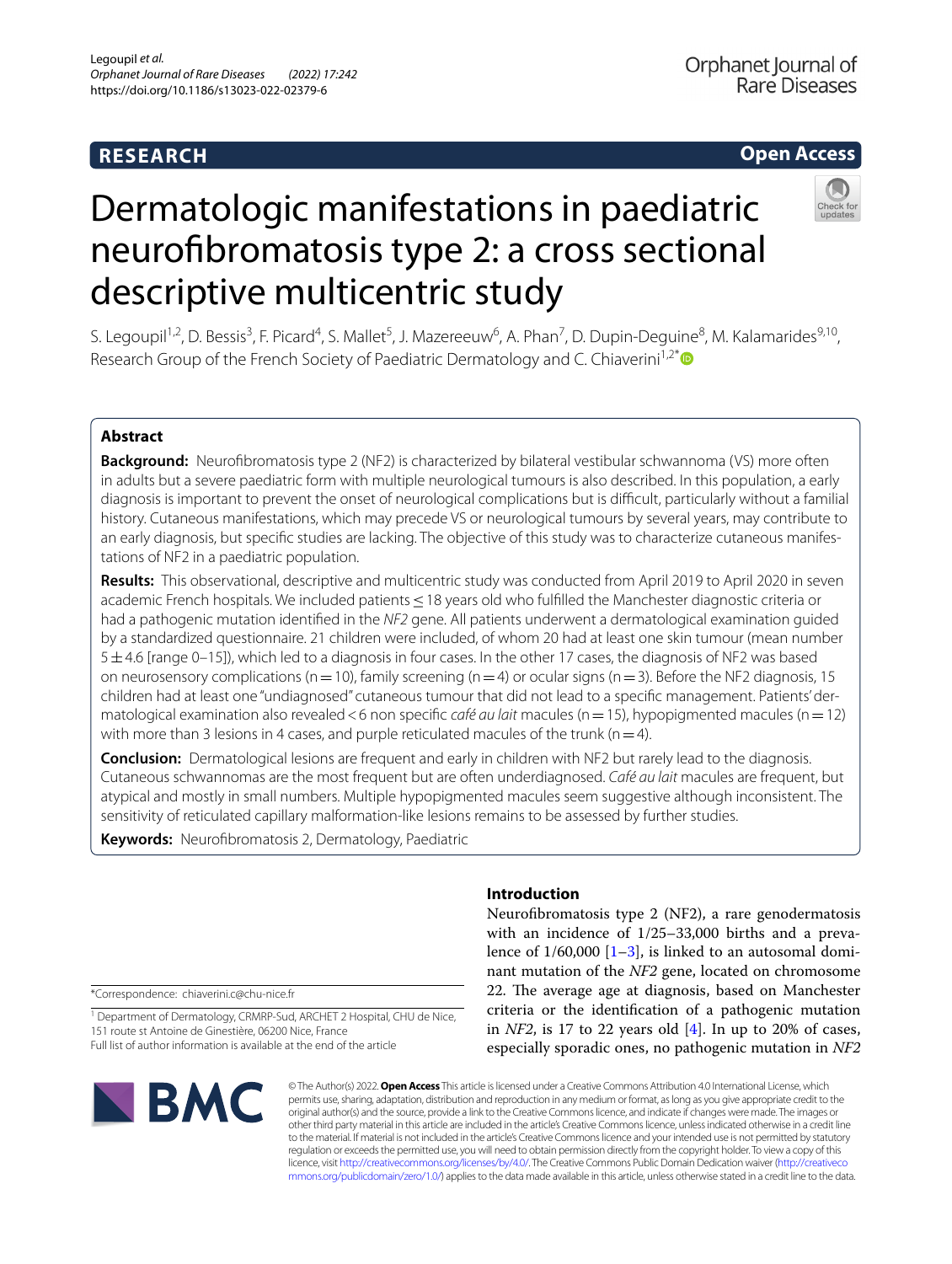**RESEARCH** **Open Access**

# Dermatologic manifestations in paediatric neurofibromatosis type 2: a cross sectional descriptive multicentric study

S. Legoupil[1,2], D. Bessis[3], F. Picard[4], S. Mallet[5], J. Mazereeuw[6], A. Phan[7], D. Dupin-Deguine[8], M. Kalamarides[9,10], Research Group of the French Society of Paediatric Dermatology and C. Chiaverini[1,2*]

## Abstract

**Background:** Neurofibromatosis type 2 (NF2) is characterized by bilateral vestibular schwannoma (VS) more often in adults but a severe paediatric form with multiple neurological tumours is also described. In this population, a early diagnosis is important to prevent the onset of neurological complications but is difficult, particularly without a familial history. Cutaneous manifestations, which may precede VS or neurological tumours by several years, may contribute to an early diagnosis, but specific studies are lacking. The objective of this study was to characterize cutaneous manifestations of NF2 in a paediatric population.

**Results:** This observational, descriptive and multicentric study was conducted from April 2019 to April 2020 in seven academic French hospitals. We included patients ≤ 18 years old who fulfilled the Manchester diagnostic criteria or had a pathogenic mutation identified in the *NF2* gene. All patients underwent a dermatological examination guided by a standardized questionnaire. 21 children were included, of whom 20 had at least one skin tumour (mean number 5 ± 4.6 [range 0–15]), which led to a diagnosis in four cases. In the other 17 cases, the diagnosis of NF2 was based on neurosensory complications (n = 10), family screening (n = 4) or ocular signs (n = 3). Before the NF2 diagnosis, 15 children had at least one "undiagnosed" cutaneous tumour that did not lead to a specific management. Patients' dermatological examination also revealed < 6 non specific *café au lait* macules (n = 15), hypopigmented macules (n = 12) with more than 3 lesions in 4 cases, and purple reticulated macules of the trunk (n = 4).

**Conclusion:** Dermatological lesions are frequent and early in children with NF2 but rarely lead to the diagnosis. Cutaneous schwannomas are the most frequent but are often underdiagnosed. *Café au lait* macules are frequent, but atypical and mostly in small numbers. Multiple hypopigmented macules seem suggestive although inconsistent. The sensitivity of reticulated capillary malformation-like lesions remains to be assessed by further studies.

**Keywords:** Neurofibromatosis 2, Dermatology, Paediatric

## Introduction

Neurofibromatosis type 2 (NF2), a rare genodermatosis with an incidence of 1/25–33,000 births and a prevalence of 1/60,000 [1–3], is linked to an autosomal dominant mutation of the *NF2* gene, located on chromosome 22. The average age at diagnosis, based on Manchester criteria or the identification of a pathogenic mutation in *NF2*, is 17 to 22 years old [4]. In up to 20% of cases, especially sporadic ones, no pathogenic mutation in *NF2*

*Correspondence: chiaverini.c@chu-nice.fr

[1] Department of Dermatology, CRMRP-Sud, ARCHET 2 Hospital, CHU de Nice, 151 route st Antoine de Ginestière, 06200 Nice, France

Full list of author information is available at the end of the article

© The Author(s) 2022. **Open Access** This article is licensed under a Creative Commons Attribution 4.0 International License, which permits use, sharing, adaptation, distribution and reproduction in any medium or format, as long as you give appropriate credit to the original author(s) and the source, provide a link to the Creative Commons licence, and indicate if changes were made. The images or other third party material in this article are included in the article's Creative Commons licence, unless indicated otherwise in a credit line to the material. If material is not included in the article's Creative Commons licence and your intended use is not permitted by statutory regulation or exceeds the permitted use, you will need to obtain permission directly from the copyright holder. To view a copy of this licence, visit http://creativecommons.org/licenses/by/4.0/. The Creative Commons Public Domain Dedication waiver (http://creativecommons.org/publicdomain/zero/1.0/) applies to the data made available in this article, unless otherwise stated in a credit line to the data.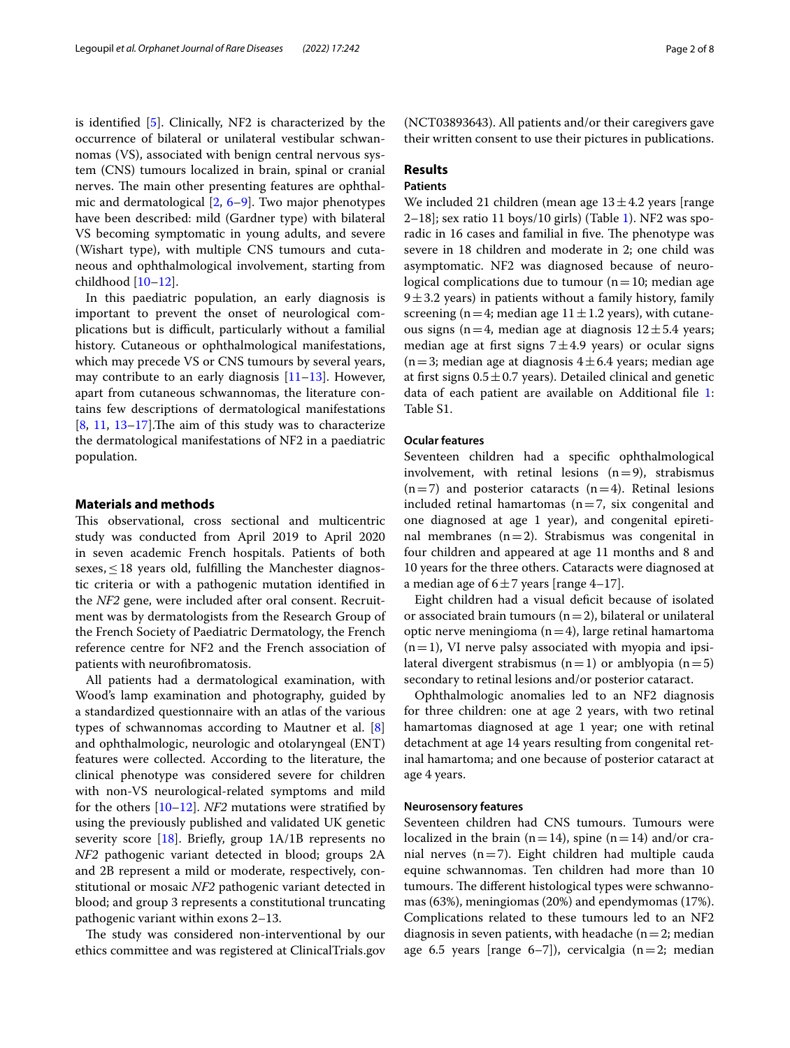is identified [5]. Clinically, NF2 is characterized by the occurrence of bilateral or unilateral vestibular schwannomas (VS), associated with benign central nervous system (CNS) tumours localized in brain, spinal or cranial nerves. The main other presenting features are ophthalmic and dermatological [2, 6–9]. Two major phenotypes have been described: mild (Gardner type) with bilateral VS becoming symptomatic in young adults, and severe (Wishart type), with multiple CNS tumours and cutaneous and ophthalmological involvement, starting from childhood [10–12].

In this paediatric population, an early diagnosis is important to prevent the onset of neurological complications but is difficult, particularly without a familial history. Cutaneous or ophthalmological manifestations, which may precede VS or CNS tumours by several years, may contribute to an early diagnosis [11–13]. However, apart from cutaneous schwannomas, the literature contains few descriptions of dermatological manifestations [8, 11, 13–17].The aim of this study was to characterize the dermatological manifestations of NF2 in a paediatric population.

## Materials and methods

This observational, cross sectional and multicentric study was conducted from April 2019 to April 2020 in seven academic French hospitals. Patients of both sexes, ≤ 18 years old, fulfilling the Manchester diagnostic criteria or with a pathogenic mutation identified in the *NF2* gene, were included after oral consent. Recruitment was by dermatologists from the Research Group of the French Society of Paediatric Dermatology, the French reference centre for NF2 and the French association of patients with neurofibromatosis.

All patients had a dermatological examination, with Wood's lamp examination and photography, guided by a standardized questionnaire with an atlas of the various types of schwannomas according to Mautner et al. [8] and ophthalmologic, neurologic and otolaryngeal (ENT) features were collected. According to the literature, the clinical phenotype was considered severe for children with non-VS neurological-related symptoms and mild for the others [10–12]. *NF2* mutations were stratified by using the previously published and validated UK genetic severity score [18]. Briefly, group 1A/1B represents no *NF2* pathogenic variant detected in blood; groups 2A and 2B represent a mild or moderate, respectively, constitutional or mosaic *NF2* pathogenic variant detected in blood; and group 3 represents a constitutional truncating pathogenic variant within exons 2–13.

The study was considered non-interventional by our ethics committee and was registered at ClinicalTrials.gov (NCT03893643). All patients and/or their caregivers gave their written consent to use their pictures in publications.

## Results

### Patients

We included 21 children (mean age 13 ± 4.2 years [range 2–18]; sex ratio 11 boys/10 girls) (Table 1). NF2 was sporadic in 16 cases and familial in five. The phenotype was severe in 18 children and moderate in 2; one child was asymptomatic. NF2 was diagnosed because of neurological complications due to tumour (n = 10; median age 9 ± 3.2 years) in patients without a family history, family screening (n = 4; median age 11 ± 1.2 years), with cutaneous signs (n = 4, median age at diagnosis 12 ± 5.4 years; median age at first signs 7 ± 4.9 years) or ocular signs (n = 3; median age at diagnosis 4 ± 6.4 years; median age at first signs 0.5 ± 0.7 years). Detailed clinical and genetic data of each patient are available on Additional file 1: Table S1.

### Ocular features

Seventeen children had a specific ophthalmological involvement, with retinal lesions (n = 9), strabismus (n = 7) and posterior cataracts (n = 4). Retinal lesions included retinal hamartomas (n = 7, six congenital and one diagnosed at age 1 year), and congenital epiretinal membranes (n = 2). Strabismus was congenital in four children and appeared at age 11 months and 8 and 10 years for the three others. Cataracts were diagnosed at a median age of 6 ± 7 years [range 4–17].

Eight children had a visual deficit because of isolated or associated brain tumours (n = 2), bilateral or unilateral optic nerve meningioma (n = 4), large retinal hamartoma (n = 1), VI nerve palsy associated with myopia and ipsilateral divergent strabismus (n = 1) or amblyopia (n = 5) secondary to retinal lesions and/or posterior cataract.

Ophthalmologic anomalies led to an NF2 diagnosis for three children: one at age 2 years, with two retinal hamartomas diagnosed at age 1 year; one with retinal detachment at age 14 years resulting from congenital retinal hamartoma; and one because of posterior cataract at age 4 years.

### Neurosensory features

Seventeen children had CNS tumours. Tumours were localized in the brain (n = 14), spine (n = 14) and/or cranial nerves (n = 7). Eight children had multiple cauda equine schwannomas. Ten children had more than 10 tumours. The different histological types were schwannomas (63%), meningiomas (20%) and ependymomas (17%). Complications related to these tumours led to an NF2 diagnosis in seven patients, with headache (n = 2; median age 6.5 years [range 6–7]), cervicalgia (n = 2; median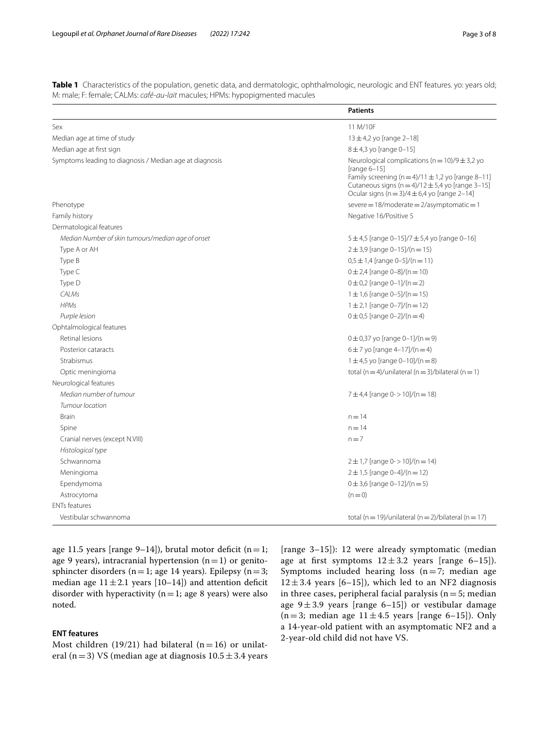**Table 1** Characteristics of the population, genetic data, and dermatologic, ophthalmologic, neurologic and ENT features. yo: years old; M: male; F: female; CALMs: *café-au-lait* macules; HPMs: hypopigmented macules

| | Patients |
|---|---|
| Sex | 11 M/10F |
| Median age at time of study | 13 ± 4,2 yo [range 2–18] |
| Median age at first sign | 8 ± 4,3 yo [range 0–15] |
| Symptoms leading to diagnosis / Median age at diagnosis | Neurological complications (n = 10)/9 ± 3,2 yo [range 6–15]<br>Family screening (n = 4)/11 ± 1,2 yo [range 8–11]<br>Cutaneous signs (n = 4)/12 ± 5,4 yo [range 3–15]<br>Ocular signs (n = 3)/4 ± 6,4 yo [range 2–14] |
| Phenotype | severe = 18/moderate = 2/asymptomatic = 1 |
| Family history | Negative 16/Positive 5 |
| Dermatological features | |
| *Median Number of skin tumours/median age of onset* | 5 ± 4,5 [range 0–15]/7 ± 5,4 yo [range 0–16] |
| Type A or AH | 2 ± 3,9 [range 0–15]/(n = 15) |
| Type B | 0,5 ± 1,4 [range 0–5]/(n = 11) |
| Type C | 0 ± 2,4 [range 0–8]/(n = 10) |
| Type D | 0 ± 0,2 [range 0–1]/(n = 2) |
| *CALMs* | 1 ± 1,6 [range 0–5]/(n = 15) |
| *HPMs* | 1 ± 2,1 [range 0–7]/(n = 12) |
| *Purple lesion* | 0 ± 0,5 [range 0–2]/(n = 4) |
| Ophtalmological features | |
| Retinal lesions | 0 ± 0,37 yo [range 0–1]/(n = 9) |
| Posterior cataracts | 6 ± 7 yo [range 4–17]/(n = 4) |
| Strabismus | 1 ± 4,5 yo [range 0–10]/(n = 8) |
| Optic meningioma | total (n = 4)/unilateral (n = 3)/bilateral (n = 1) |
| Neurological features | |
| *Median number of tumour* | 7 ± 4,4 [range 0- > 10]/(n = 18) |
| *Tumour location* | |
| Brain | n = 14 |
| Spine | n = 14 |
| Cranial nerves (except N.VIII) | n = 7 |
| *Histological type* | |
| Schwannoma | 2 ± 1,7 [range 0- > 10]/(n = 14) |
| Meningioma | 2 ± 1,5 [range 0–4]/(n = 12) |
| Ependymoma | 0 ± 3,6 [range 0–12]/(n = 5) |
| Astrocytoma | (n = 0) |
| ENTs features | |
| Vestibular schwannoma | total (n = 19)/unilateral (n = 2)/bilateral (n = 17) |

age 11.5 years [range 9–14]), brutal motor deficit (n = 1; age 9 years), intracranial hypertension (n = 1) or genitosphincter disorders (n = 1; age 14 years). Epilepsy (n = 3; median age 11 ± 2.1 years [10–14]) and attention deficit disorder with hyperactivity (n = 1; age 8 years) were also noted.

### ENT features

Most children (19/21) had bilateral (n = 16) or unilateral (n = 3) VS (median age at diagnosis 10.5 ± 3.4 years [range 3–15]): 12 were already symptomatic (median age at first symptoms 12 ± 3.2 years [range 6–15]). Symptoms included hearing loss (n = 7; median age 12 ± 3.4 years [6–15]), which led to an NF2 diagnosis in three cases, peripheral facial paralysis (n = 5; median age 9 ± 3.9 years [range 6–15]) or vestibular damage (n = 3; median age 11 ± 4.5 years [range 6–15]). Only a 14-year-old patient with an asymptomatic NF2 and a 2-year-old child did not have VS.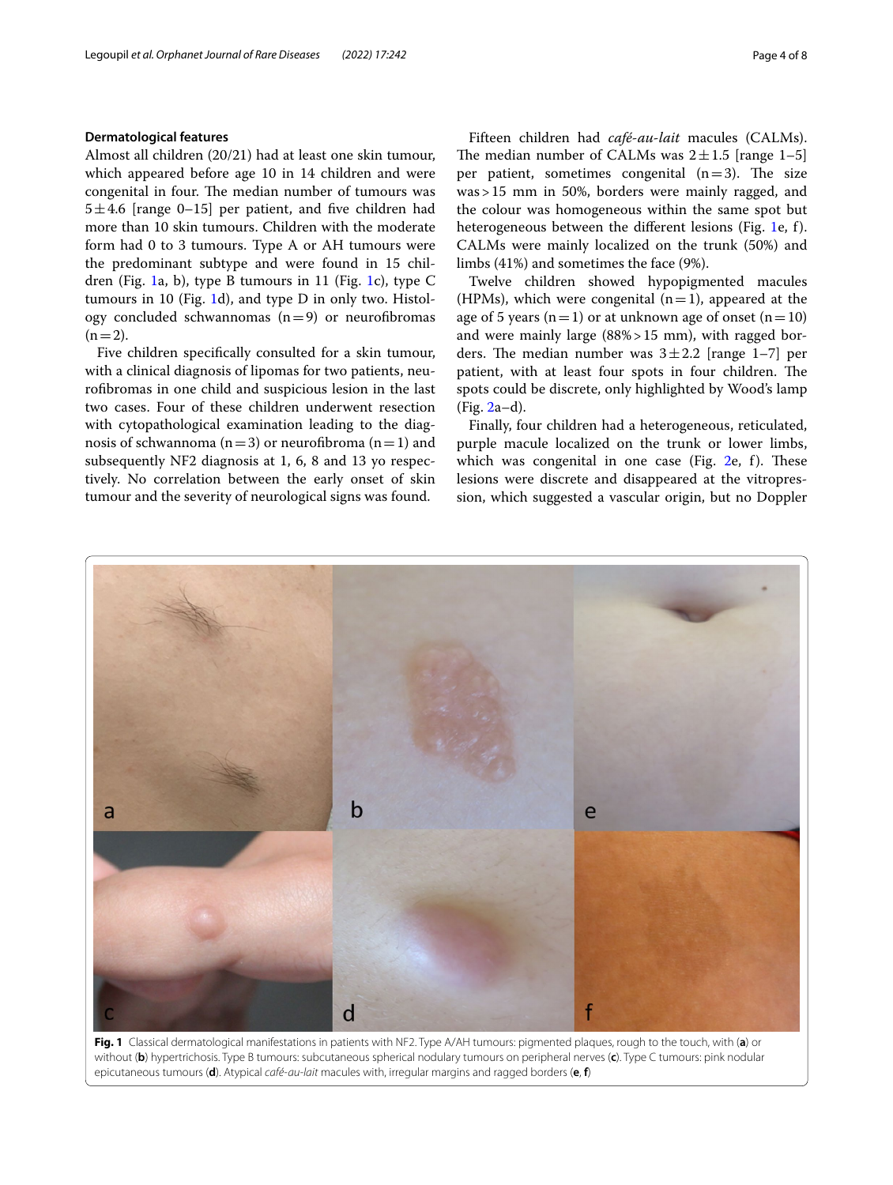### Dermatological features

Almost all children (20/21) had at least one skin tumour, which appeared before age 10 in 14 children and were congenital in four. The median number of tumours was $5 \pm 4.6$ [range 0–15] per patient, and five children had more than 10 skin tumours. Children with the moderate form had 0 to 3 tumours. Type A or AH tumours were the predominant subtype and were found in 15 children (Fig. 1a, b), type B tumours in 11 (Fig. 1c), type C tumours in 10 (Fig. 1d), and type D in only two. Histology concluded schwannomas ($n=9$) or neurofibromas ($n=2$).

Five children specifically consulted for a skin tumour, with a clinical diagnosis of lipomas for two patients, neurofibromas in one child and suspicious lesion in the last two cases. Four of these children underwent resection with cytopathological examination leading to the diagnosis of schwannoma ($n=3$) or neurofibroma ($n=1$) and subsequently NF2 diagnosis at 1, 6, 8 and 13 yo respectively. No correlation between the early onset of skin tumour and the severity of neurological signs was found.

Fifteen children had *café-au-lait* macules (CALMs). The median number of CALMs was $2 \pm 1.5$ [range 1–5] per patient, sometimes congenital ($n=3$). The size was > 15 mm in 50%, borders were mainly ragged, and the colour was homogeneous within the same spot but heterogeneous between the different lesions (Fig. 1e, f). CALMs were mainly localized on the trunk (50%) and limbs (41%) and sometimes the face (9%).

Twelve children showed hypopigmented macules (HPMs), which were congenital ($n=1$), appeared at the age of 5 years ($n=1$) or at unknown age of onset ($n=10$) and were mainly large (88% > 15 mm), with ragged borders. The median number was $3 \pm 2.2$ [range 1–7] per patient, with at least four spots in four children. The spots could be discrete, only highlighted by Wood's lamp (Fig. 2a–d).

Finally, four children had a heterogeneous, reticulated, purple macule localized on the trunk or lower limbs, which was congenital in one case (Fig. 2e, f). These lesions were discrete and disappeared at the vitropression, which suggested a vascular origin, but no Doppler

**Fig. 1** Classical dermatological manifestations in patients with NF2. Type A/AH tumours: pigmented plaques, rough to the touch, with (**a**) or without (**b**) hypertrichosis. Type B tumours: subcutaneous spherical nodulary tumours on peripheral nerves (**c**). Type C tumours: pink nodular epicutaneous tumours (**d**). Atypical *café-au-lait* macules with, irregular margins and ragged borders (**e**, **f**)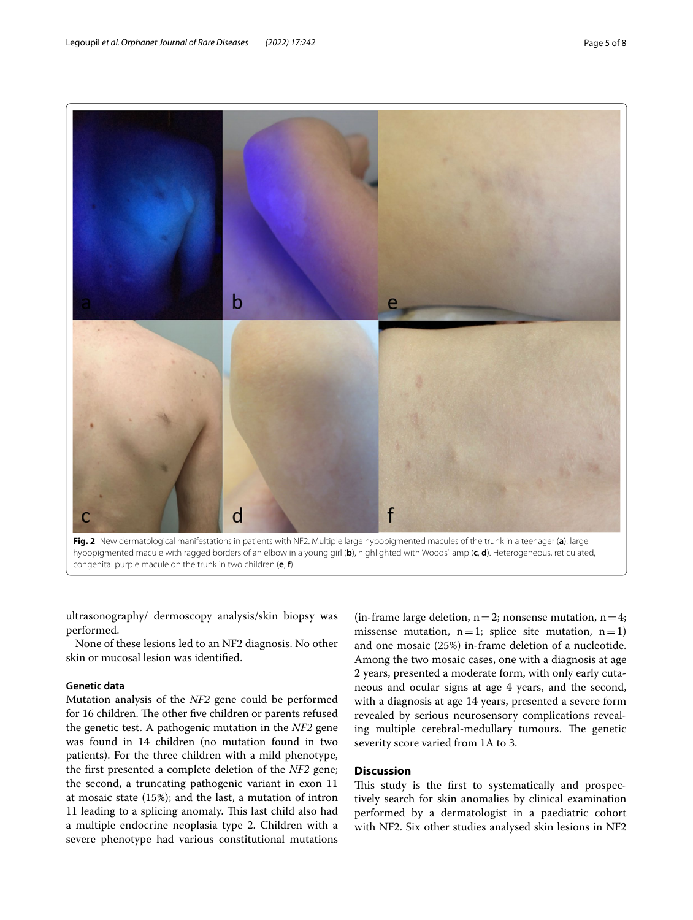**Fig. 2** New dermatological manifestations in patients with NF2. Multiple large hypopigmented macules of the trunk in a teenager (**a**), large hypopigmented macule with ragged borders of an elbow in a young girl (**b**), highlighted with Woods' lamp (**c**, **d**). Heterogeneous, reticulated, congenital purple macule on the trunk in two children (**e**, **f**)

ultrasonography/ dermoscopy analysis/skin biopsy was performed.

None of these lesions led to an NF2 diagnosis. No other skin or mucosal lesion was identified.

### Genetic data

Mutation analysis of the *NF2* gene could be performed for 16 children. The other five children or parents refused the genetic test. A pathogenic mutation in the *NF2* gene was found in 14 children (no mutation found in two patients). For the three children with a mild phenotype, the first presented a complete deletion of the *NF2* gene; the second, a truncating pathogenic variant in exon 11 at mosaic state (15%); and the last, a mutation of intron 11 leading to a splicing anomaly. This last child also had a multiple endocrine neoplasia type 2. Children with a severe phenotype had various constitutional mutations (in-frame large deletion, n = 2; nonsense mutation, n = 4; missense mutation, n = 1; splice site mutation, n = 1) and one mosaic (25%) in-frame deletion of a nucleotide. Among the two mosaic cases, one with a diagnosis at age 2 years, presented a moderate form, with only early cutaneous and ocular signs at age 4 years, and the second, with a diagnosis at age 14 years, presented a severe form revealed by serious neurosensory complications revealing multiple cerebral-medullary tumours. The genetic severity score varied from 1A to 3.

## Discussion

This study is the first to systematically and prospectively search for skin anomalies by clinical examination performed by a dermatologist in a paediatric cohort with NF2. Six other studies analysed skin lesions in NF2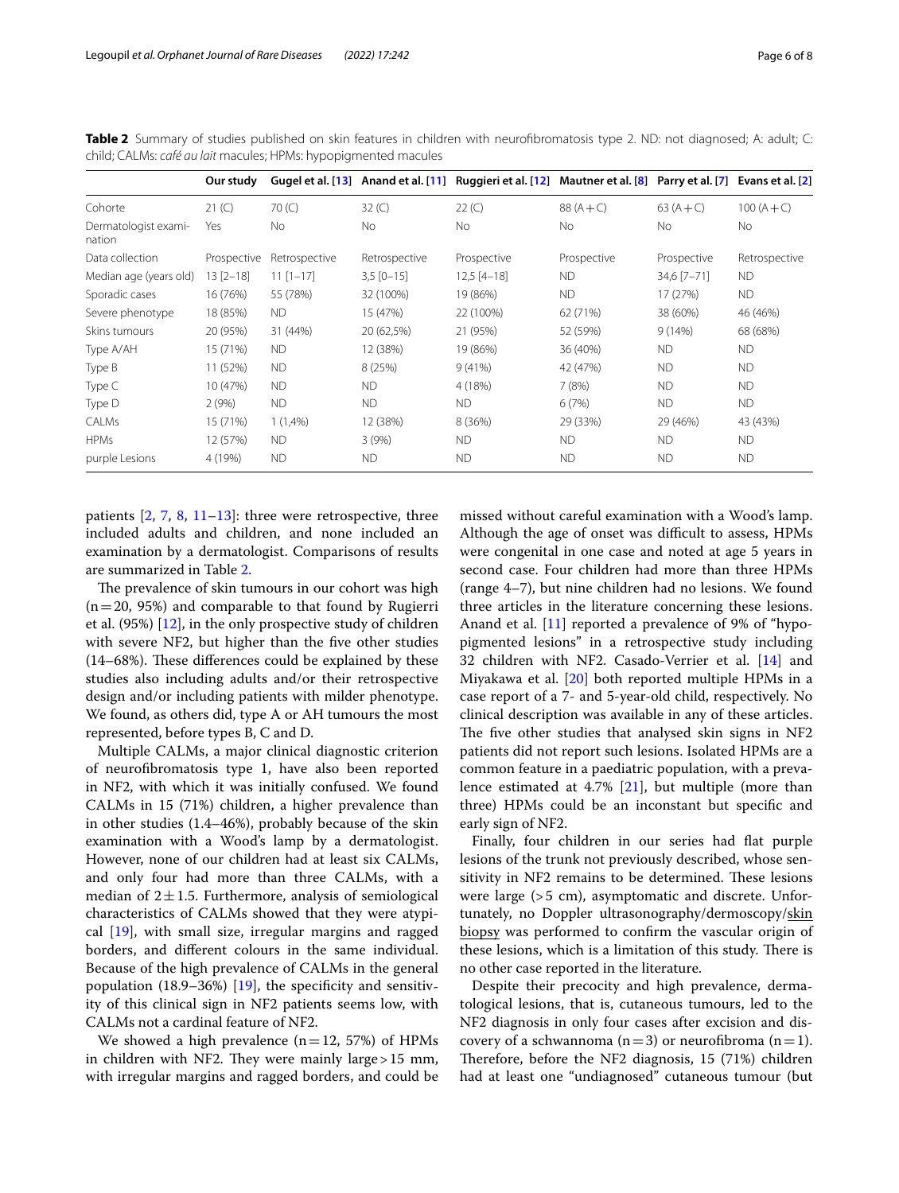**Table 2** Summary of studies published on skin features in children with neurofibromatosis type 2. ND: not diagnosed; A: adult; C: child; CALMs: *café au lait* macules; HPMs: hypopigmented macules

| | Our study | Gugel et al. [13] | Anand et al. [11] | Ruggieri et al. [12] | Mautner et al. [8] | Parry et al. [7] | Evans et al. [2] |
|---|---|---|---|---|---|---|---|
| Cohorte | 21 (C) | 70 (C) | 32 (C) | 22 (C) | 88 (A+C) | 63 (A+C) | 100 (A+C) |
| Dermatologist examination | Yes | No | No | No | No | No | No |
| Data collection | Prospective | Retrospective | Retrospective | Prospective | Prospective | Prospective | Retrospective |
| Median age (years old) | 13 [2–18] | 11 [1–17] | 3,5 [0–15] | 12,5 [4–18] | ND | 34,6 [7–71] | ND |
| Sporadic cases | 16 (76%) | 55 (78%) | 32 (100%) | 19 (86%) | ND | 17 (27%) | ND |
| Severe phenotype | 18 (85%) | ND | 15 (47%) | 22 (100%) | 62 (71%) | 38 (60%) | 46 (46%) |
| Skins tumours | 20 (95%) | 31 (44%) | 20 (62,5%) | 21 (95%) | 52 (59%) | 9 (14%) | 68 (68%) |
| Type A/AH | 15 (71%) | ND | 12 (38%) | 19 (86%) | 36 (40%) | ND | ND |
| Type B | 11 (52%) | ND | 8 (25%) | 9 (41%) | 42 (47%) | ND | ND |
| Type C | 10 (47%) | ND | ND | 4 (18%) | 7 (8%) | ND | ND |
| Type D | 2 (9%) | ND | ND | ND | 6 (7%) | ND | ND |
| CALMs | 15 (71%) | 1 (1,4%) | 12 (38%) | 8 (36%) | 29 (33%) | 29 (46%) | 43 (43%) |
| HPMs | 12 (57%) | ND | 3 (9%) | ND | ND | ND | ND |
| purple Lesions | 4 (19%) | ND | ND | ND | ND | ND | ND |

patients [2, 7, 8, 11–13]: three were retrospective, three included adults and children, and none included an examination by a dermatologist. Comparisons of results are summarized in Table 2.

The prevalence of skin tumours in our cohort was high (n = 20, 95%) and comparable to that found by Rugierri et al. (95%) [12], in the only prospective study of children with severe NF2, but higher than the five other studies (14–68%). These differences could be explained by these studies also including adults and/or their retrospective design and/or including patients with milder phenotype. We found, as others did, type A or AH tumours the most represented, before types B, C and D.

Multiple CALMs, a major clinical diagnostic criterion of neurofibromatosis type 1, have also been reported in NF2, with which it was initially confused. We found CALMs in 15 (71%) children, a higher prevalence than in other studies (1.4–46%), probably because of the skin examination with a Wood's lamp by a dermatologist. However, none of our children had at least six CALMs, and only four had more than three CALMs, with a median of $2 \pm 1.5$. Furthermore, analysis of semiological characteristics of CALMs showed that they were atypical [19], with small size, irregular margins and ragged borders, and different colours in the same individual. Because of the high prevalence of CALMs in the general population (18.9–36%) [19], the specificity and sensitivity of this clinical sign in NF2 patients seems low, with CALMs not a cardinal feature of NF2.

We showed a high prevalence (n = 12, 57%) of HPMs in children with NF2. They were mainly large > 15 mm, with irregular margins and ragged borders, and could be missed without careful examination with a Wood's lamp. Although the age of onset was difficult to assess, HPMs were congenital in one case and noted at age 5 years in second case. Four children had more than three HPMs (range 4–7), but nine children had no lesions. We found three articles in the literature concerning these lesions. Anand et al. [11] reported a prevalence of 9% of "hypopigmented lesions" in a retrospective study including 32 children with NF2. Casado-Verrier et al. [14] and Miyakawa et al. [20] both reported multiple HPMs in a case report of a 7- and 5-year-old child, respectively. No clinical description was available in any of these articles. The five other studies that analysed skin signs in NF2 patients did not report such lesions. Isolated HPMs are a common feature in a paediatric population, with a prevalence estimated at 4.7% [21], but multiple (more than three) HPMs could be an inconstant but specific and early sign of NF2.

Finally, four children in our series had flat purple lesions of the trunk not previously described, whose sensitivity in NF2 remains to be determined. These lesions were large (> 5 cm), asymptomatic and discrete. Unfortunately, no Doppler ultrasonography/dermoscopy/skin biopsy was performed to confirm the vascular origin of these lesions, which is a limitation of this study. There is no other case reported in the literature.

Despite their precocity and high prevalence, dermatological lesions, that is, cutaneous tumours, led to the NF2 diagnosis in only four cases after excision and discovery of a schwannoma (n = 3) or neurofibroma (n = 1). Therefore, before the NF2 diagnosis, 15 (71%) children had at least one "undiagnosed" cutaneous tumour (but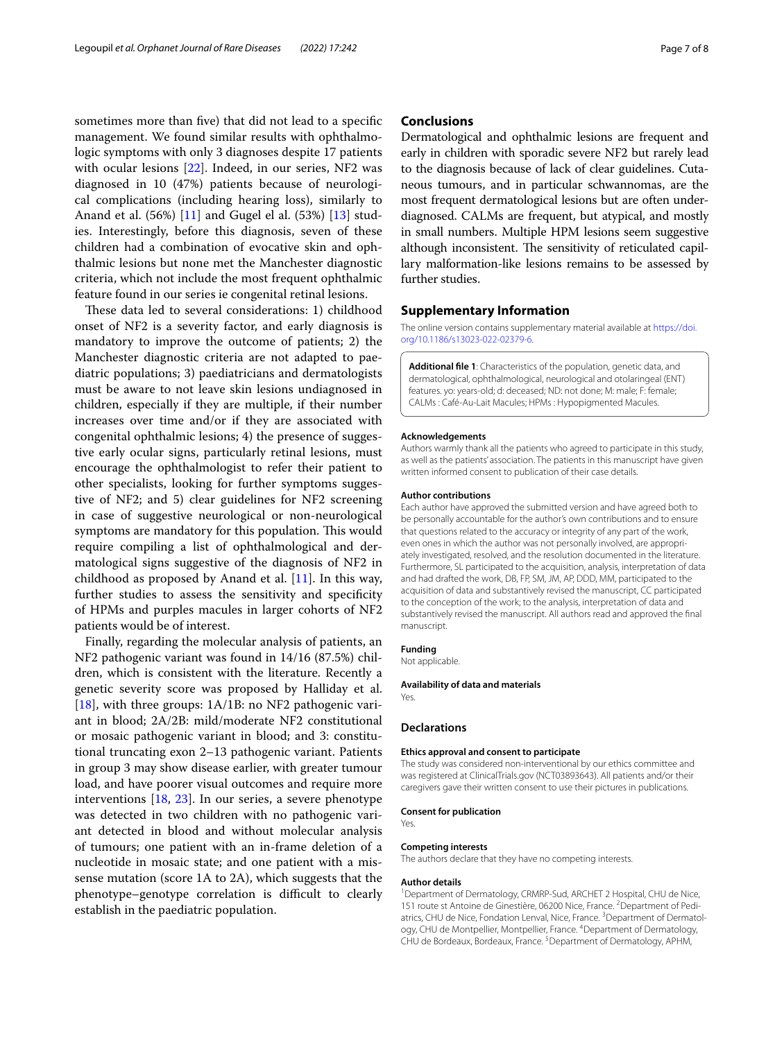sometimes more than five) that did not lead to a specific management. We found similar results with ophthalmologic symptoms with only 3 diagnoses despite 17 patients with ocular lesions [22]. Indeed, in our series, NF2 was diagnosed in 10 (47%) patients because of neurological complications (including hearing loss), similarly to Anand et al. (56%) [11] and Gugel el al. (53%) [13] studies. Interestingly, before this diagnosis, seven of these children had a combination of evocative skin and ophthalmic lesions but none met the Manchester diagnostic criteria, which not include the most frequent ophthalmic feature found in our series ie congenital retinal lesions.

These data led to several considerations: 1) childhood onset of NF2 is a severity factor, and early diagnosis is mandatory to improve the outcome of patients; 2) the Manchester diagnostic criteria are not adapted to paediatric populations; 3) paediatricians and dermatologists must be aware to not leave skin lesions undiagnosed in children, especially if they are multiple, if their number increases over time and/or if they are associated with congenital ophthalmic lesions; 4) the presence of suggestive early ocular signs, particularly retinal lesions, must encourage the ophthalmologist to refer their patient to other specialists, looking for further symptoms suggestive of NF2; and 5) clear guidelines for NF2 screening in case of suggestive neurological or non-neurological symptoms are mandatory for this population. This would require compiling a list of ophthalmological and dermatological signs suggestive of the diagnosis of NF2 in childhood as proposed by Anand et al. [11]. In this way, further studies to assess the sensitivity and specificity of HPMs and purples macules in larger cohorts of NF2 patients would be of interest.

Finally, regarding the molecular analysis of patients, an NF2 pathogenic variant was found in 14/16 (87.5%) children, which is consistent with the literature. Recently a genetic severity score was proposed by Halliday et al. [18], with three groups: 1A/1B: no NF2 pathogenic variant in blood; 2A/2B: mild/moderate NF2 constitutional or mosaic pathogenic variant in blood; and 3: constitutional truncating exon 2–13 pathogenic variant. Patients in group 3 may show disease earlier, with greater tumour load, and have poorer visual outcomes and require more interventions [18, 23]. In our series, a severe phenotype was detected in two children with no pathogenic variant detected in blood and without molecular analysis of tumours; one patient with an in-frame deletion of a nucleotide in mosaic state; and one patient with a missense mutation (score 1A to 2A), which suggests that the phenotype–genotype correlation is difficult to clearly establish in the paediatric population.

## Conclusions

Dermatological and ophthalmic lesions are frequent and early in children with sporadic severe NF2 but rarely lead to the diagnosis because of lack of clear guidelines. Cutaneous tumours, and in particular schwannomas, are the most frequent dermatological lesions but are often underdiagnosed. CALMs are frequent, but atypical, and mostly in small numbers. Multiple HPM lesions seem suggestive although inconsistent. The sensitivity of reticulated capillary malformation-like lesions remains to be assessed by further studies.

## Supplementary Information

The online version contains supplementary material available at https://doi.org/10.1186/s13023-022-02379-6.

**Additional file 1**: Characteristics of the population, genetic data, and dermatological, ophthalmological, neurological and otolaringeal (ENT) features. yo: years-old; d: deceased; ND: not done; M: male; F: female; CALMs : Café-Au-Lait Macules; HPMs : Hypopigmented Macules.

#### Acknowledgements

Authors warmly thank all the patients who agreed to participate in this study, as well as the patients' association. The patients in this manuscript have given written informed consent to publication of their case details.

#### Author contributions

Each author have approved the submitted version and have agreed both to be personally accountable for the author's own contributions and to ensure that questions related to the accuracy or integrity of any part of the work, even ones in which the author was not personally involved, are appropriately investigated, resolved, and the resolution documented in the literature. Furthermore, SL participated to the acquisition, analysis, interpretation of data and had drafted the work, DB, FP, SM, JM, AP, DDD, MM, participated to the acquisition of data and substantively revised the manuscript, CC participated to the conception of the work; to the analysis, interpretation of data and substantively revised the manuscript. All authors read and approved the final manuscript.

#### Funding

Not applicable.

#### Availability of data and materials

Yes.

## Declarations

#### Ethics approval and consent to participate

The study was considered non-interventional by our ethics committee and was registered at ClinicalTrials.gov (NCT03893643). All patients and/or their caregivers gave their written consent to use their pictures in publications.

#### Consent for publication

Yes.

#### Competing interests

The authors declare that they have no competing interests.

#### Author details

[1]Department of Dermatology, CRMRP-Sud, ARCHET 2 Hospital, CHU de Nice, 151 route st Antoine de Ginestière, 06200 Nice, France. [2]Department of Pediatrics, CHU de Nice, Fondation Lenval, Nice, France. [3]Department of Dermatology, CHU de Montpellier, Montpellier, France. [4]Department of Dermatology, CHU de Bordeaux, Bordeaux, France. [5]Department of Dermatology, APHM,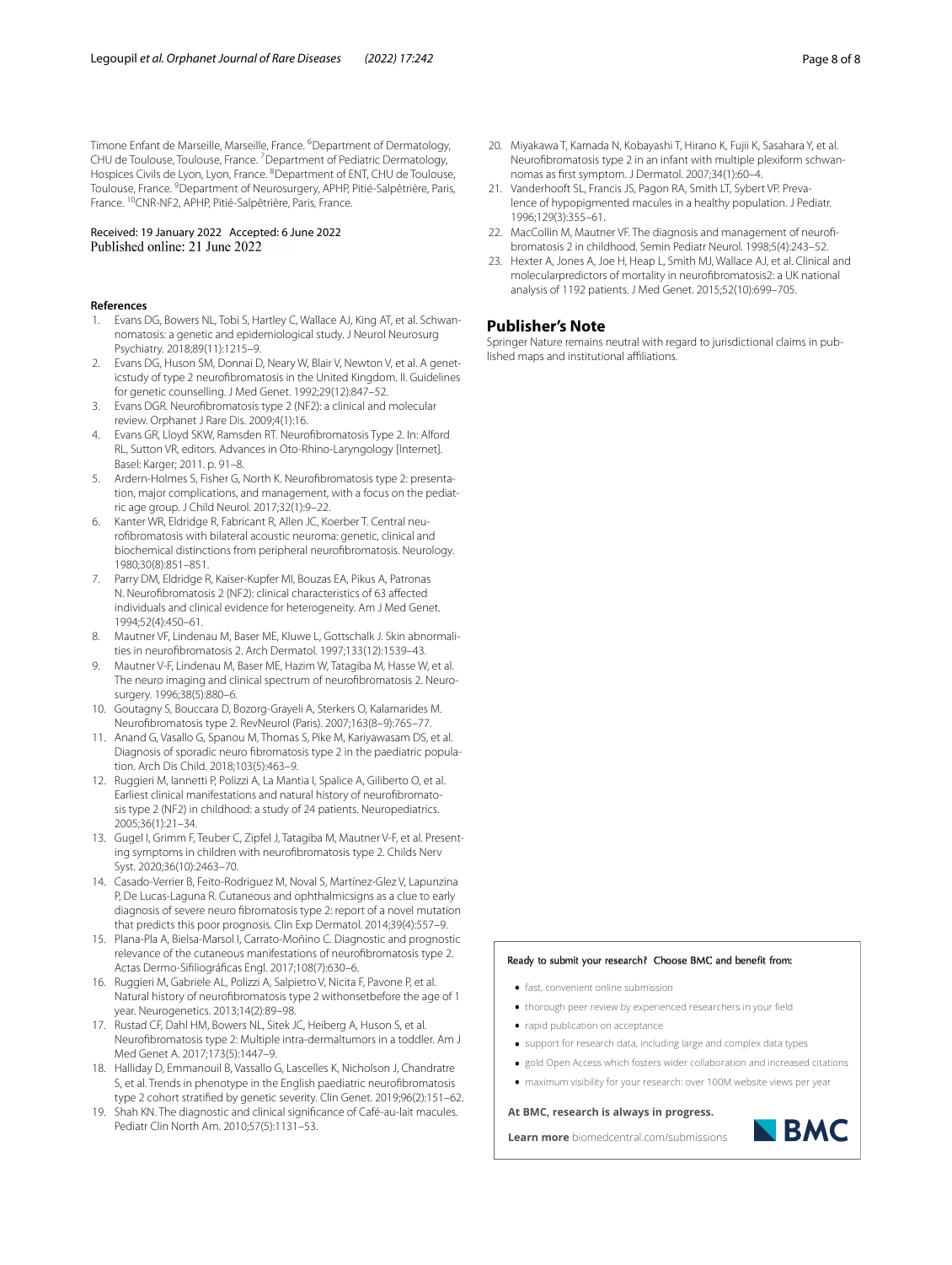Timone Enfant de Marseille, Marseille, France. [6]Department of Dermatology, CHU de Toulouse, Toulouse, France. [7]Department of Pediatric Dermatology, Hospices Civils de Lyon, Lyon, France. [8]Department of ENT, CHU de Toulouse, Toulouse, France. [9]Department of Neurosurgery, APHP, Pitié-Salpêtrière, Paris, France. [10]CNR-NF2, APHP, Pitié-Salpêtrière, Paris, France.

Received: 19 January 2022 Accepted: 6 June 2022
Published online: 21 June 2022

## References

1. Evans DG, Bowers NL, Tobi S, Hartley C, Wallace AJ, King AT, et al. Schwannomatosis: a genetic and epidemiological study. J Neurol Neurosurg Psychiatry. 2018;89(11):1215–9.
2. Evans DG, Huson SM, Donnai D, Neary W, Blair V, Newton V, et al. A geneticstudy of type 2 neurofibromatosis in the United Kingdom. II. Guidelines for genetic counselling. J Med Genet. 1992;29(12):847–52.
3. Evans DGR. Neurofibromatosis type 2 (NF2): a clinical and molecular review. Orphanet J Rare Dis. 2009;4(1):16.
4. Evans GR, Lloyd SKW, Ramsden RT. Neurofibromatosis Type 2. In: Alford RL, Sutton VR, editors. Advances in Oto-Rhino-Laryngology [Internet]. Basel: Karger; 2011. p. 91–8.
5. Ardern-Holmes S, Fisher G, North K. Neurofibromatosis type 2: presentation, major complications, and management, with a focus on the pediatric age group. J Child Neurol. 2017;32(1):9–22.
6. Kanter WR, Eldridge R, Fabricant R, Allen JC, Koerber T. Central neurofibromatosis with bilateral acoustic neuroma: genetic, clinical and biochemical distinctions from peripheral neurofibromatosis. Neurology. 1980;30(8):851–851.
7. Parry DM, Eldridge R, Kaiser-Kupfer MI, Bouzas EA, Pikus A, Patronas N. Neurofibromatosis 2 (NF2): clinical characteristics of 63 affected individuals and clinical evidence for heterogeneity. Am J Med Genet. 1994;52(4):450–61.
8. Mautner VF, Lindenau M, Baser ME, Kluwe L, Gottschalk J. Skin abnormalities in neurofibromatosis 2. Arch Dermatol. 1997;133(12):1539–43.
9. Mautner V-F, Lindenau M, Baser ME, Hazim W, Tatagiba M, Hasse W, et al. The neuro imaging and clinical spectrum of neurofibromatosis 2. Neurosurgery. 1996;38(5):880–6.
10. Goutagny S, Bouccara D, Bozorg-Grayeli A, Sterkers O, Kalamarides M. Neurofibromatosis type 2. RevNeurol (Paris). 2007;163(8–9):765–77.
11. Anand G, Vasallo G, Spanou M, Thomas S, Pike M, Kariyawasam DS, et al. Diagnosis of sporadic neuro fibromatosis type 2 in the paediatric population. Arch Dis Child. 2018;103(5):463–9.
12. Ruggieri M, Iannetti P, Polizzi A, La Mantia I, Spalice A, Giliberto O, et al. Earliest clinical manifestations and natural history of neurofibromatosis type 2 (NF2) in childhood: a study of 24 patients. Neuropediatrics. 2005;36(1):21–34.
13. Gugel I, Grimm F, Teuber C, Zipfel J, Tatagiba M, Mautner V-F, et al. Presenting symptoms in children with neurofibromatosis type 2. Childs Nerv Syst. 2020;36(10):2463–70.
14. Casado-Verrier B, Feito-Rodriguez M, Noval S, Martínez-Glez V, Lapunzina P, De Lucas-Laguna R. Cutaneous and ophthalmicsigns as a clue to early diagnosis of severe neuro fibromatosis type 2: report of a novel mutation that predicts this poor prognosis. Clin Exp Dermatol. 2014;39(4):557–9.
15. Plana-Pla A, Bielsa-Marsol I, Carrato-Moñino C. Diagnostic and prognostic relevance of the cutaneous manifestations of neurofibromatosis type 2. Actas Dermo-Sifiliográficas Engl. 2017;108(7):630–6.
16. Ruggieri M, Gabriele AL, Polizzi A, Salpietro V, Nicita F, Pavone P, et al. Natural history of neurofibromatosis type 2 withonsetbefore the age of 1 year. Neurogenetics. 2013;14(2):89–98.
17. Rustad CF, Dahl HM, Bowers NL, Sitek JC, Heiberg A, Huson S, et al. Neurofibromatosis type 2: Multiple intra-dermaltumors in a toddler. Am J Med Genet A. 2017;173(5):1447–9.
18. Halliday D, Emmanouil B, Vassallo G, Lascelles K, Nicholson J, Chandratre S, et al. Trends in phenotype in the English paediatric neurofibromatosis type 2 cohort stratified by genetic severity. Clin Genet. 2019;96(2):151–62.
19. Shah KN. The diagnostic and clinical significance of Café-au-lait macules. Pediatr Clin North Am. 2010;57(5):1131–53.
20. Miyakawa T, Kamada N, Kobayashi T, Hirano K, Fujii K, Sasahara Y, et al. Neurofibromatosis type 2 in an infant with multiple plexiform schwannomas as first symptom. J Dermatol. 2007;34(1):60–4.
21. Vanderhooft SL, Francis JS, Pagon RA, Smith LT, Sybert VP. Prevalence of hypopigmented macules in a healthy population. J Pediatr. 1996;129(3):355–61.
22. MacCollin M, Mautner VF. The diagnosis and management of neurofibromatosis 2 in childhood. Semin Pediatr Neurol. 1998;5(4):243–52.
23. Hexter A, Jones A, Joe H, Heap L, Smith MJ, Wallace AJ, et al. Clinical and molecularpredictors of mortality in neurofibromatosis2: a UK national analysis of 1192 patients. J Med Genet. 2015;52(10):699–705.

## Publisher's Note

Springer Nature remains neutral with regard to jurisdictional claims in published maps and institutional affiliations.

Ready to submit your research? Choose BMC and benefit from:

- fast, convenient online submission
- thorough peer review by experienced researchers in your field
- rapid publication on acceptance
- support for research data, including large and complex data types
- gold Open Access which fosters wider collaboration and increased citations
- maximum visibility for your research: over 100M website views per year

**At BMC, research is always in progress.**

**Learn more** biomedcentral.com/submissions

BMC